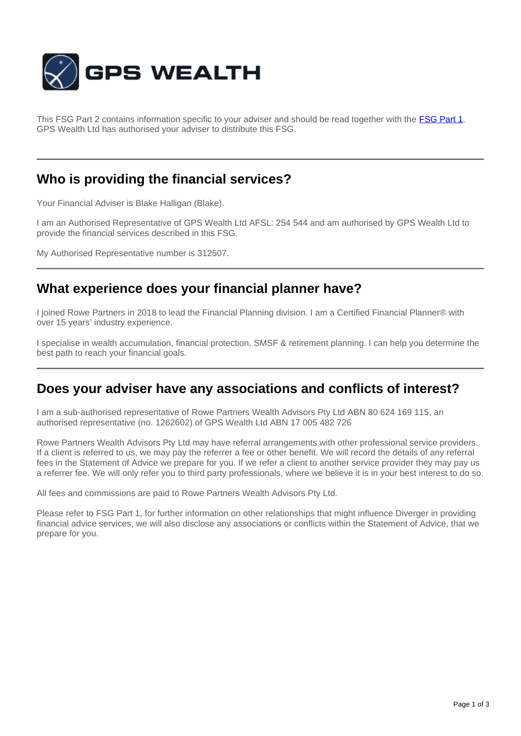# GPS WEALTH

This FSG Part 2 contains information specific to your adviser and should be read together with the [FSG Part 1](). GPS Wealth Ltd has authorised your adviser to distribute this FSG.

---

## Who is providing the financial services?

Your Financial Adviser is Blake Halligan (Blake).

I am an Authorised Representative of GPS Wealth Ltd AFSL: 254 544 and am authorised by GPS Wealth Ltd to provide the financial services described in this FSG.

My Authorised Representative number is 312507.

---

## What experience does your financial planner have?

I joined Rowe Partners in 2018 to lead the Financial Planning division. I am a Certified Financial Planner® with over 15 years' industry experience.

I specialise in wealth accumulation, financial protection, SMSF & retirement planning. I can help you determine the best path to reach your financial goals.

---

## Does your adviser have any associations and conflicts of interest?

I am a sub-authorised representative of Rowe Partners Wealth Advisors Pty Ltd ABN 80 624 169 115, an authorised representative (no. 1262602) of GPS Wealth Ltd ABN 17 005 482 726

Rowe Partners Wealth Advisors Pty Ltd may have referral arrangements with other professional service providers. If a client is referred to us, we may pay the referrer a fee or other benefit. We will record the details of any referral fees in the Statement of Advice we prepare for you. If we refer a client to another service provider they may pay us a referrer fee. We will only refer you to third party professionals, where we believe it is in your best interest to do so.

All fees and commissions are paid to Rowe Partners Wealth Advisors Pty Ltd.

Please refer to FSG Part 1, for further information on other relationships that might influence Diverger in providing financial advice services, we will also disclose any associations or conflicts within the Statement of Advice, that we prepare for you.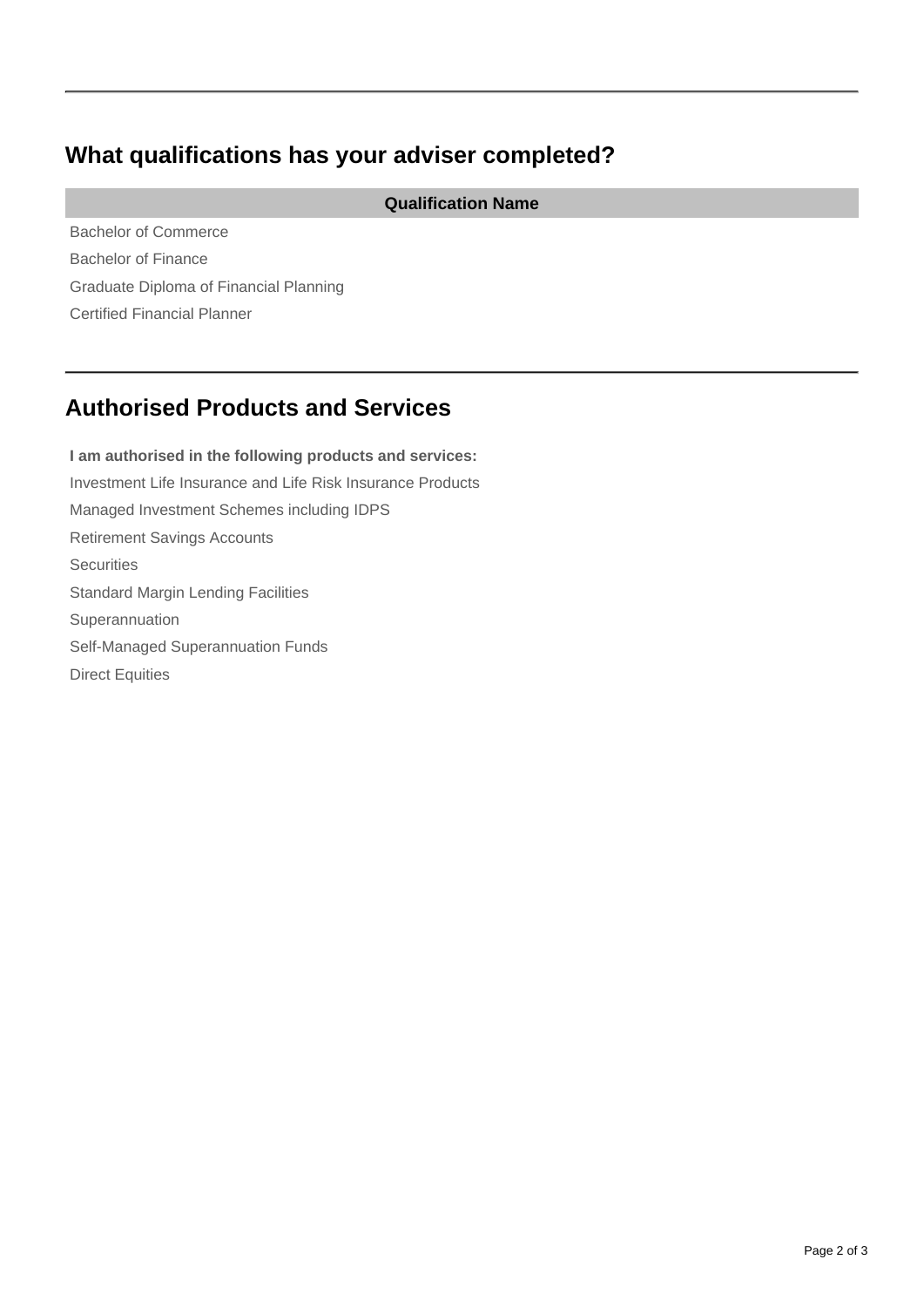## What qualifications has your adviser completed?

| Qualification Name |
| --- |
| Bachelor of Commerce |
| Bachelor of Finance |
| Graduate Diploma of Financial Planning |
| Certified Financial Planner |

## Authorised Products and Services

**I am authorised in the following products and services:**

Investment Life Insurance and Life Risk Insurance Products

Managed Investment Schemes including IDPS

Retirement Savings Accounts

Securities

Standard Margin Lending Facilities

Superannuation

Self-Managed Superannuation Funds

Direct Equities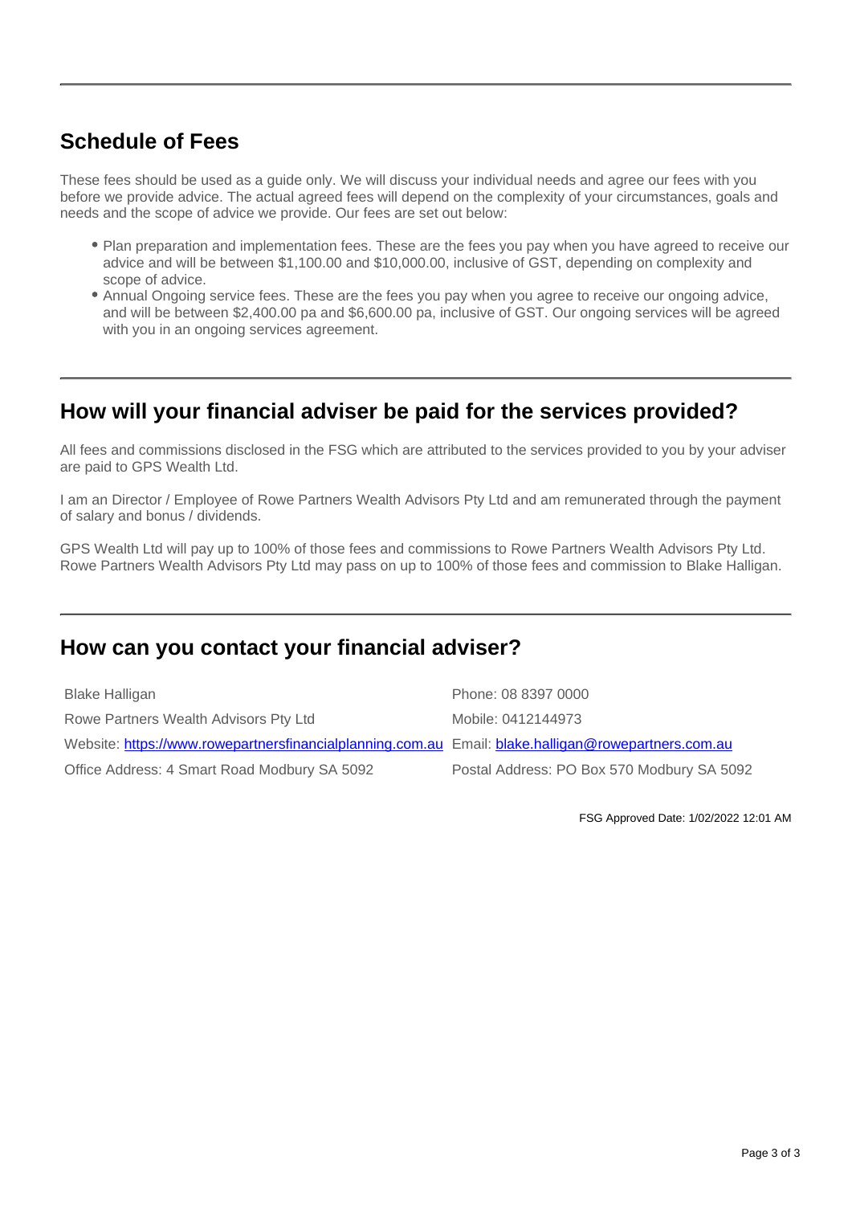## Schedule of Fees

These fees should be used as a guide only. We will discuss your individual needs and agree our fees with you before we provide advice. The actual agreed fees will depend on the complexity of your circumstances, goals and needs and the scope of advice we provide. Our fees are set out below:

- Plan preparation and implementation fees. These are the fees you pay when you have agreed to receive our advice and will be between $1,100.00 and $10,000.00, inclusive of GST, depending on complexity and scope of advice.
- Annual Ongoing service fees. These are the fees you pay when you agree to receive our ongoing advice, and will be between $2,400.00 pa and $6,600.00 pa, inclusive of GST. Our ongoing services will be agreed with you in an ongoing services agreement.

## How will your financial adviser be paid for the services provided?

All fees and commissions disclosed in the FSG which are attributed to the services provided to you by your adviser are paid to GPS Wealth Ltd.

I am an Director / Employee of Rowe Partners Wealth Advisors Pty Ltd and am remunerated through the payment of salary and bonus / dividends.

GPS Wealth Ltd will pay up to 100% of those fees and commissions to Rowe Partners Wealth Advisors Pty Ltd. Rowe Partners Wealth Advisors Pty Ltd may pass on up to 100% of those fees and commission to Blake Halligan.

## How can you contact your financial adviser?

| | |
|---|---|
| Blake Halligan | Phone: 08 8397 0000 |
| Rowe Partners Wealth Advisors Pty Ltd | Mobile: 0412144973 |
| Website: https://www.rowepartnersfinancialplanning.com.au | Email: blake.halligan@rowepartners.com.au |
| Office Address: 4 Smart Road Modbury SA 5092 | Postal Address: PO Box 570 Modbury SA 5092 |

FSG Approved Date: 1/02/2022 12:01 AM